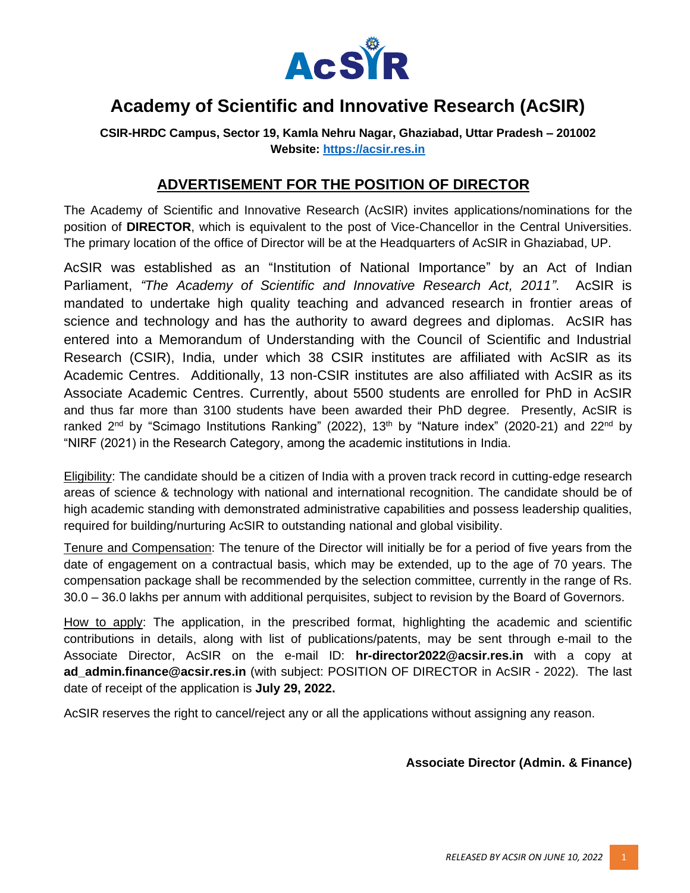# Academy of Scientific and Innovative Research (AcSIR)

**CSIR-HRDC Campus, Sector 19, Kamla Nehru Nagar, Ghaziabad, Uttar Pradesh – 201002**
**Website: [https://acsir.res.in](https://acsir.res.in)**

## ADVERTISEMENT FOR THE POSITION OF DIRECTOR

The Academy of Scientific and Innovative Research (AcSIR) invites applications/nominations for the position of **DIRECTOR**, which is equivalent to the post of Vice-Chancellor in the Central Universities. The primary location of the office of Director will be at the Headquarters of AcSIR in Ghaziabad, UP.

AcSIR was established as an "Institution of National Importance" by an Act of Indian Parliament, *"The Academy of Scientific and Innovative Research Act, 2011"*. AcSIR is mandated to undertake high quality teaching and advanced research in frontier areas of science and technology and has the authority to award degrees and diplomas. AcSIR has entered into a Memorandum of Understanding with the Council of Scientific and Industrial Research (CSIR), India, under which 38 CSIR institutes are affiliated with AcSIR as its Academic Centres. Additionally, 13 non-CSIR institutes are also affiliated with AcSIR as its Associate Academic Centres. Currently, about 5500 students are enrolled for PhD in AcSIR and thus far more than 3100 students have been awarded their PhD degree. Presently, AcSIR is ranked 2nd by "Scimago Institutions Ranking" (2022), 13th by "Nature index" (2020-21) and 22nd by "NIRF (2021) in the Research Category, among the academic institutions in India.

Eligibility: The candidate should be a citizen of India with a proven track record in cutting-edge research areas of science & technology with national and international recognition. The candidate should be of high academic standing with demonstrated administrative capabilities and possess leadership qualities, required for building/nurturing AcSIR to outstanding national and global visibility.

Tenure and Compensation: The tenure of the Director will initially be for a period of five years from the date of engagement on a contractual basis, which may be extended, up to the age of 70 years. The compensation package shall be recommended by the selection committee, currently in the range of Rs. 30.0 – 36.0 lakhs per annum with additional perquisites, subject to revision by the Board of Governors.

How to apply: The application, in the prescribed format, highlighting the academic and scientific contributions in details, along with list of publications/patents, may be sent through e-mail to the Associate Director, AcSIR on the e-mail ID: **hr-director2022@acsir.res.in** with a copy at **ad_admin.finance@acsir.res.in** (with subject: POSITION OF DIRECTOR in AcSIR - 2022). The last date of receipt of the application is **July 29, 2022.**

AcSIR reserves the right to cancel/reject any or all the applications without assigning any reason.

**Associate Director (Admin. & Finance)**

*RELEASED BY ACSIR ON JUNE 10, 2022*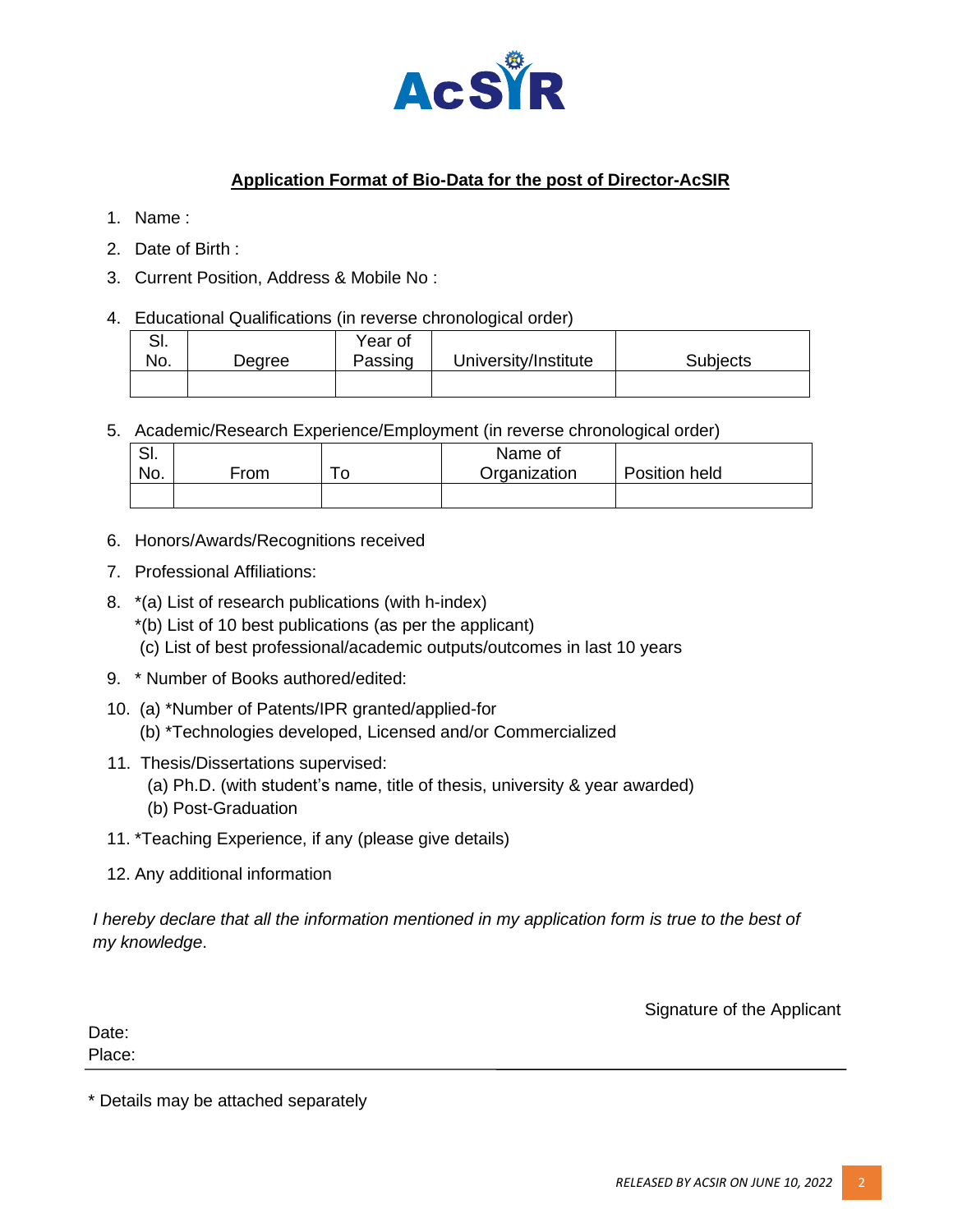AcSIR

## Application Format of Bio-Data for the post of Director-AcSIR

1. Name :
2. Date of Birth :
3. Current Position, Address & Mobile No :
4. Educational Qualifications (in reverse chronological order)

| Sl. No. | Degree | Year of Passing | University/Institute | Subjects |
|---|---|---|---|---|
| | | | | |

5. Academic/Research Experience/Employment (in reverse chronological order)

| Sl. No. | From | To | Name of Organization | Position held |
|---|---|---|---|---|
| | | | | |

6. Honors/Awards/Recognitions received
7. Professional Affiliations:
8. *(a) List of research publications (with h-index)
   *(b) List of 10 best publications (as per the applicant)
   (c) List of best professional/academic outputs/outcomes in last 10 years
9. * Number of Books authored/edited:
10. (a) *Number of Patents/IPR granted/applied-for
    (b) *Technologies developed, Licensed and/or Commercialized
11. Thesis/Dissertations supervised:
    (a) Ph.D. (with student's name, title of thesis, university & year awarded)
    (b) Post-Graduation

11. *Teaching Experience, if any (please give details)

12. Any additional information

*I hereby declare that all the information mentioned in my application form is true to the best of my knowledge*.

Signature of the Applicant

Date:
Place:

* Details may be attached separately